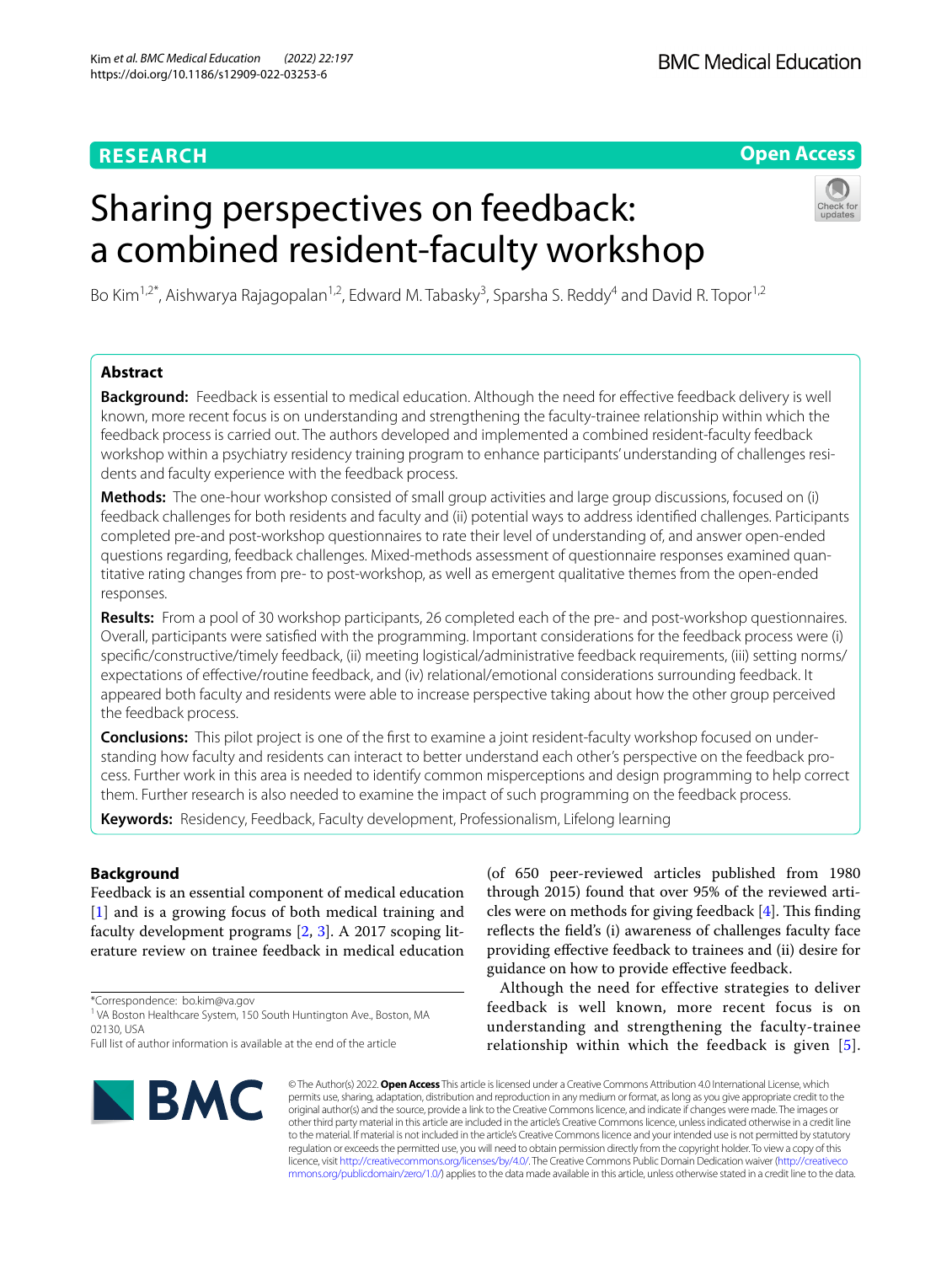RESEARCH

Open Access

# Sharing perspectives on feedback: a combined resident-faculty workshop

Bo Kim[1,2*], Aishwarya Rajagopalan[1,2], Edward M. Tabasky[3], Sparsha S. Reddy[4] and David R. Topor[1,2]

## Abstract

**Background:** Feedback is essential to medical education. Although the need for effective feedback delivery is well known, more recent focus is on understanding and strengthening the faculty-trainee relationship within which the feedback process is carried out. The authors developed and implemented a combined resident-faculty feedback workshop within a psychiatry residency training program to enhance participants' understanding of challenges residents and faculty experience with the feedback process.

**Methods:** The one-hour workshop consisted of small group activities and large group discussions, focused on (i) feedback challenges for both residents and faculty and (ii) potential ways to address identified challenges. Participants completed pre-and post-workshop questionnaires to rate their level of understanding of, and answer open-ended questions regarding, feedback challenges. Mixed-methods assessment of questionnaire responses examined quantitative rating changes from pre- to post-workshop, as well as emergent qualitative themes from the open-ended responses.

**Results:** From a pool of 30 workshop participants, 26 completed each of the pre- and post-workshop questionnaires. Overall, participants were satisfied with the programming. Important considerations for the feedback process were (i) specific/constructive/timely feedback, (ii) meeting logistical/administrative feedback requirements, (iii) setting norms/expectations of effective/routine feedback, and (iv) relational/emotional considerations surrounding feedback. It appeared both faculty and residents were able to increase perspective taking about how the other group perceived the feedback process.

**Conclusions:** This pilot project is one of the first to examine a joint resident-faculty workshop focused on understanding how faculty and residents can interact to better understand each other's perspective on the feedback process. Further work in this area is needed to identify common misperceptions and design programming to help correct them. Further research is also needed to examine the impact of such programming on the feedback process.

**Keywords:** Residency, Feedback, Faculty development, Professionalism, Lifelong learning

## Background

Feedback is an essential component of medical education [1] and is a growing focus of both medical training and faculty development programs [2, 3]. A 2017 scoping literature review on trainee feedback in medical education (of 650 peer-reviewed articles published from 1980 through 2015) found that over 95% of the reviewed articles were on methods for giving feedback [4]. This finding reflects the field's (i) awareness of challenges faculty face providing effective feedback to trainees and (ii) desire for guidance on how to provide effective feedback.

Although the need for effective strategies to deliver feedback is well known, more recent focus is on understanding and strengthening the faculty-trainee relationship within which the feedback is given [5].

*Correspondence: bo.kim@va.gov
[1] VA Boston Healthcare System, 150 South Huntington Ave., Boston, MA 02130, USA
Full list of author information is available at the end of the article

© The Author(s) 2022. **Open Access** This article is licensed under a Creative Commons Attribution 4.0 International License, which permits use, sharing, adaptation, distribution and reproduction in any medium or format, as long as you give appropriate credit to the original author(s) and the source, provide a link to the Creative Commons licence, and indicate if changes were made. The images or other third party material in this article are included in the article's Creative Commons licence, unless indicated otherwise in a credit line to the material. If material is not included in the article's Creative Commons licence and your intended use is not permitted by statutory regulation or exceeds the permitted use, you will need to obtain permission directly from the copyright holder. To view a copy of this licence, visit http://creativecommons.org/licenses/by/4.0/. The Creative Commons Public Domain Dedication waiver (http://creativecommons.org/publicdomain/zero/1.0/) applies to the data made available in this article, unless otherwise stated in a credit line to the data.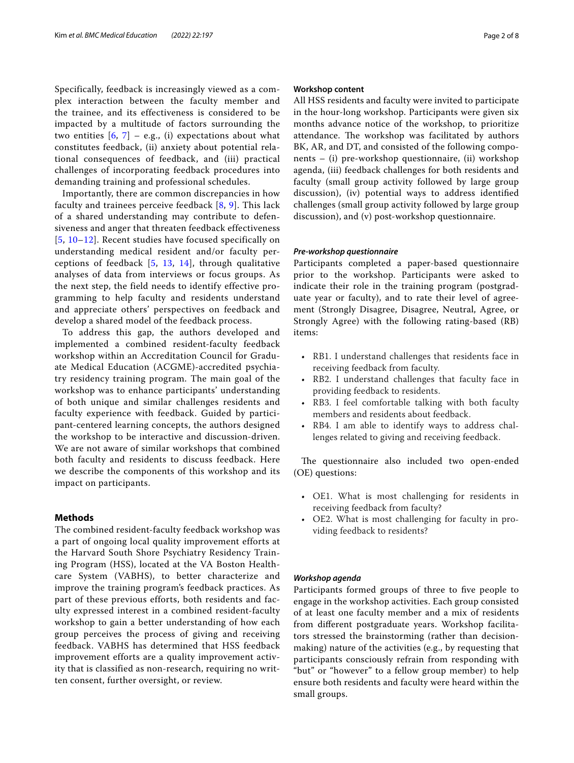Specifically, feedback is increasingly viewed as a complex interaction between the faculty member and the trainee, and its effectiveness is considered to be impacted by a multitude of factors surrounding the two entities [6, 7] – e.g., (i) expectations about what constitutes feedback, (ii) anxiety about potential relational consequences of feedback, and (iii) practical challenges of incorporating feedback procedures into demanding training and professional schedules.

Importantly, there are common discrepancies in how faculty and trainees perceive feedback [8, 9]. This lack of a shared understanding may contribute to defensiveness and anger that threaten feedback effectiveness [5, 10–12]. Recent studies have focused specifically on understanding medical resident and/or faculty perceptions of feedback [5, 13, 14], through qualitative analyses of data from interviews or focus groups. As the next step, the field needs to identify effective programming to help faculty and residents understand and appreciate others' perspectives on feedback and develop a shared model of the feedback process.

To address this gap, the authors developed and implemented a combined resident-faculty feedback workshop within an Accreditation Council for Graduate Medical Education (ACGME)-accredited psychiatry residency training program. The main goal of the workshop was to enhance participants' understanding of both unique and similar challenges residents and faculty experience with feedback. Guided by participant-centered learning concepts, the authors designed the workshop to be interactive and discussion-driven. We are not aware of similar workshops that combined both faculty and residents to discuss feedback. Here we describe the components of this workshop and its impact on participants.

## Methods

The combined resident-faculty feedback workshop was a part of ongoing local quality improvement efforts at the Harvard South Shore Psychiatry Residency Training Program (HSS), located at the VA Boston Healthcare System (VABHS), to better characterize and improve the training program's feedback practices. As part of these previous efforts, both residents and faculty expressed interest in a combined resident-faculty workshop to gain a better understanding of how each group perceives the process of giving and receiving feedback. VABHS has determined that HSS feedback improvement efforts are a quality improvement activity that is classified as non-research, requiring no written consent, further oversight, or review.

### Workshop content

All HSS residents and faculty were invited to participate in the hour-long workshop. Participants were given six months advance notice of the workshop, to prioritize attendance. The workshop was facilitated by authors BK, AR, and DT, and consisted of the following components – (i) pre-workshop questionnaire, (ii) workshop agenda, (iii) feedback challenges for both residents and faculty (small group activity followed by large group discussion), (iv) potential ways to address identified challenges (small group activity followed by large group discussion), and (v) post-workshop questionnaire.

#### *Pre-workshop questionnaire*

Participants completed a paper-based questionnaire prior to the workshop. Participants were asked to indicate their role in the training program (postgraduate year or faculty), and to rate their level of agreement (Strongly Disagree, Disagree, Neutral, Agree, or Strongly Agree) with the following rating-based (RB) items:

- RB1. I understand challenges that residents face in receiving feedback from faculty.
- RB2. I understand challenges that faculty face in providing feedback to residents.
- RB3. I feel comfortable talking with both faculty members and residents about feedback.
- RB4. I am able to identify ways to address challenges related to giving and receiving feedback.

The questionnaire also included two open-ended (OE) questions:

- OE1. What is most challenging for residents in receiving feedback from faculty?
- OE2. What is most challenging for faculty in providing feedback to residents?

#### *Workshop agenda*

Participants formed groups of three to five people to engage in the workshop activities. Each group consisted of at least one faculty member and a mix of residents from different postgraduate years. Workshop facilitators stressed the brainstorming (rather than decision-making) nature of the activities (e.g., by requesting that participants consciously refrain from responding with "but" or "however" to a fellow group member) to help ensure both residents and faculty were heard within the small groups.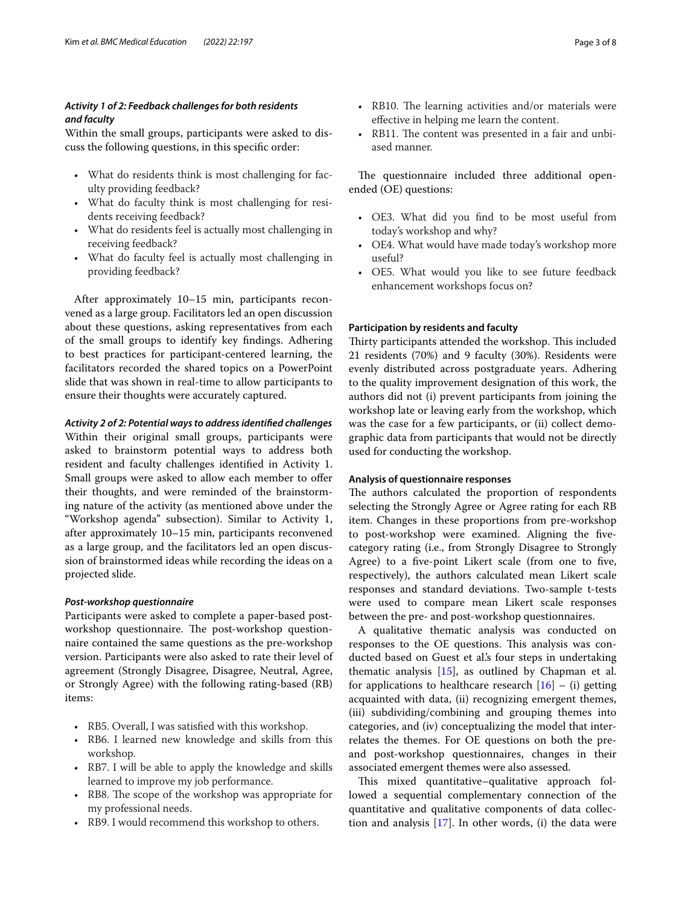#### *Activity 1 of 2: Feedback challenges for both residents and faculty*

Within the small groups, participants were asked to discuss the following questions, in this specific order:

- What do residents think is most challenging for faculty providing feedback?
- What do faculty think is most challenging for residents receiving feedback?
- What do residents feel is actually most challenging in receiving feedback?
- What do faculty feel is actually most challenging in providing feedback?

After approximately 10–15 min, participants reconvened as a large group. Facilitators led an open discussion about these questions, asking representatives from each of the small groups to identify key findings. Adhering to best practices for participant-centered learning, the facilitators recorded the shared topics on a PowerPoint slide that was shown in real-time to allow participants to ensure their thoughts were accurately captured.

#### *Activity 2 of 2: Potential ways to address identified challenges*

Within their original small groups, participants were asked to brainstorm potential ways to address both resident and faculty challenges identified in Activity 1. Small groups were asked to allow each member to offer their thoughts, and were reminded of the brainstorming nature of the activity (as mentioned above under the "Workshop agenda" subsection). Similar to Activity 1, after approximately 10–15 min, participants reconvened as a large group, and the facilitators led an open discussion of brainstormed ideas while recording the ideas on a projected slide.

#### *Post-workshop questionnaire*

Participants were asked to complete a paper-based post-workshop questionnaire. The post-workshop questionnaire contained the same questions as the pre-workshop version. Participants were also asked to rate their level of agreement (Strongly Disagree, Disagree, Neutral, Agree, or Strongly Agree) with the following rating-based (RB) items:

- RB5. Overall, I was satisfied with this workshop.
- RB6. I learned new knowledge and skills from this workshop.
- RB7. I will be able to apply the knowledge and skills learned to improve my job performance.
- RB8. The scope of the workshop was appropriate for my professional needs.
- RB9. I would recommend this workshop to others.
- RB10. The learning activities and/or materials were effective in helping me learn the content.
- RB11. The content was presented in a fair and unbiased manner.

The questionnaire included three additional open-ended (OE) questions:

- OE3. What did you find to be most useful from today's workshop and why?
- OE4. What would have made today's workshop more useful?
- OE5. What would you like to see future feedback enhancement workshops focus on?

### Participation by residents and faculty

Thirty participants attended the workshop. This included 21 residents (70%) and 9 faculty (30%). Residents were evenly distributed across postgraduate years. Adhering to the quality improvement designation of this work, the authors did not (i) prevent participants from joining the workshop late or leaving early from the workshop, which was the case for a few participants, or (ii) collect demographic data from participants that would not be directly used for conducting the workshop.

### Analysis of questionnaire responses

The authors calculated the proportion of respondents selecting the Strongly Agree or Agree rating for each RB item. Changes in these proportions from pre-workshop to post-workshop were examined. Aligning the five-category rating (i.e., from Strongly Disagree to Strongly Agree) to a five-point Likert scale (from one to five, respectively), the authors calculated mean Likert scale responses and standard deviations. Two-sample t-tests were used to compare mean Likert scale responses between the pre- and post-workshop questionnaires.

A qualitative thematic analysis was conducted on responses to the OE questions. This analysis was conducted based on Guest et al.'s four steps in undertaking thematic analysis [15], as outlined by Chapman et al. for applications to healthcare research [16] – (i) getting acquainted with data, (ii) recognizing emergent themes, (iii) subdividing/combining and grouping themes into categories, and (iv) conceptualizing the model that interrelates the themes. For OE questions on both the pre- and post-workshop questionnaires, changes in their associated emergent themes were also assessed.

This mixed quantitative–qualitative approach followed a sequential complementary connection of the quantitative and qualitative components of data collection and analysis [17]. In other words, (i) the data were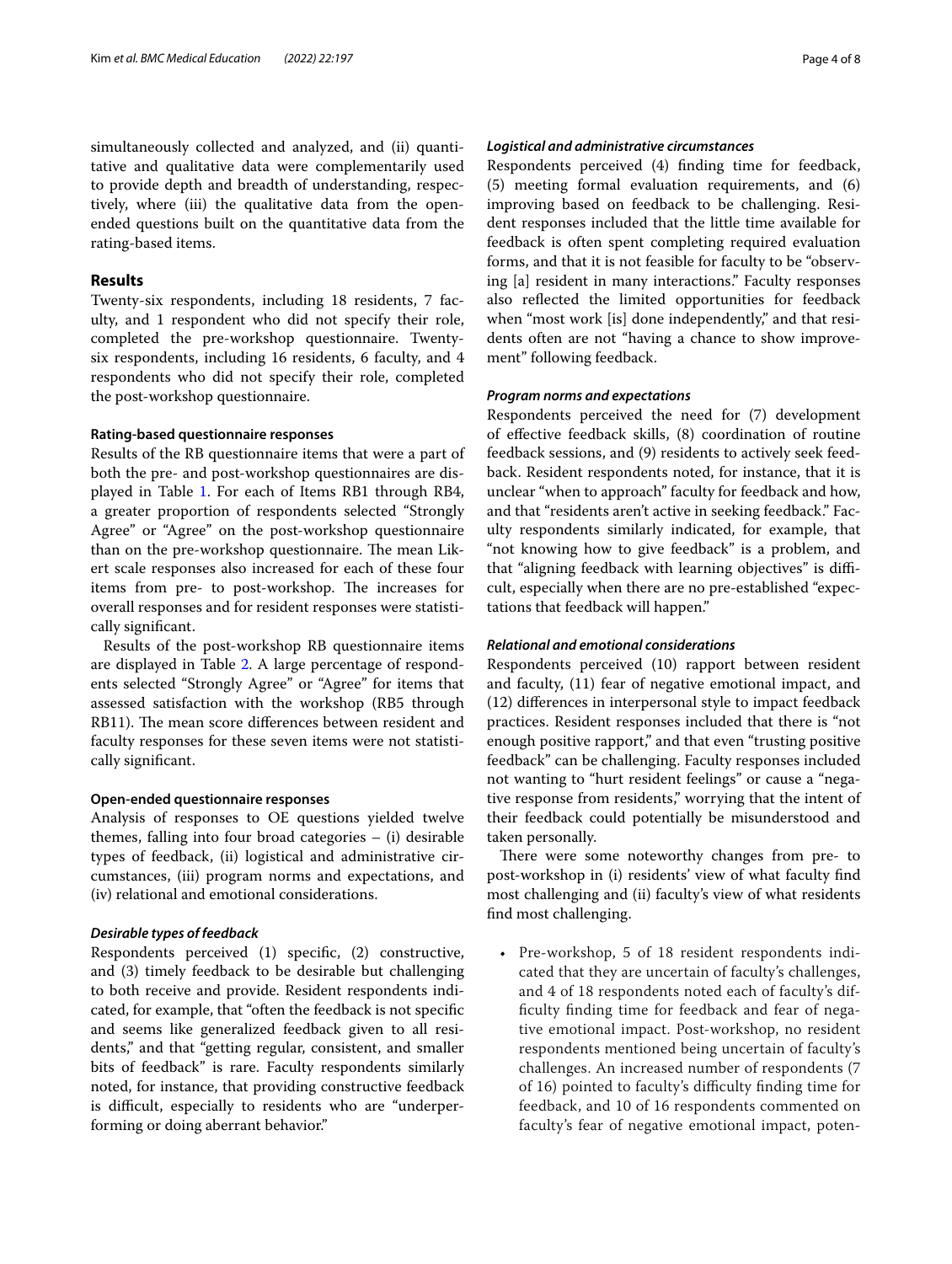simultaneously collected and analyzed, and (ii) quantitative and qualitative data were complementarily used to provide depth and breadth of understanding, respectively, where (iii) the qualitative data from the open-ended questions built on the quantitative data from the rating-based items.

## Results

Twenty-six respondents, including 18 residents, 7 faculty, and 1 respondent who did not specify their role, completed the pre-workshop questionnaire. Twenty-six respondents, including 16 residents, 6 faculty, and 4 respondents who did not specify their role, completed the post-workshop questionnaire.

### Rating-based questionnaire responses

Results of the RB questionnaire items that were a part of both the pre- and post-workshop questionnaires are displayed in Table 1. For each of Items RB1 through RB4, a greater proportion of respondents selected "Strongly Agree" or "Agree" on the post-workshop questionnaire than on the pre-workshop questionnaire. The mean Likert scale responses also increased for each of these four items from pre- to post-workshop. The increases for overall responses and for resident responses were statistically significant.

Results of the post-workshop RB questionnaire items are displayed in Table 2. A large percentage of respondents selected "Strongly Agree" or "Agree" for items that assessed satisfaction with the workshop (RB5 through RB11). The mean score differences between resident and faculty responses for these seven items were not statistically significant.

### Open-ended questionnaire responses

Analysis of responses to OE questions yielded twelve themes, falling into four broad categories – (i) desirable types of feedback, (ii) logistical and administrative circumstances, (iii) program norms and expectations, and (iv) relational and emotional considerations.

#### *Desirable types of feedback*

Respondents perceived (1) specific, (2) constructive, and (3) timely feedback to be desirable but challenging to both receive and provide. Resident respondents indicated, for example, that "often the feedback is not specific and seems like generalized feedback given to all residents," and that "getting regular, consistent, and smaller bits of feedback" is rare. Faculty respondents similarly noted, for instance, that providing constructive feedback is difficult, especially to residents who are "underperforming or doing aberrant behavior."

#### *Logistical and administrative circumstances*

Respondents perceived (4) finding time for feedback, (5) meeting formal evaluation requirements, and (6) improving based on feedback to be challenging. Resident responses included that the little time available for feedback is often spent completing required evaluation forms, and that it is not feasible for faculty to be "observing [a] resident in many interactions." Faculty responses also reflected the limited opportunities for feedback when "most work [is] done independently," and that residents often are not "having a chance to show improvement" following feedback.

#### *Program norms and expectations*

Respondents perceived the need for (7) development of effective feedback skills, (8) coordination of routine feedback sessions, and (9) residents to actively seek feedback. Resident respondents noted, for instance, that it is unclear "when to approach" faculty for feedback and how, and that "residents aren't active in seeking feedback." Faculty respondents similarly indicated, for example, that "not knowing how to give feedback" is a problem, and that "aligning feedback with learning objectives" is difficult, especially when there are no pre-established "expectations that feedback will happen."

#### *Relational and emotional considerations*

Respondents perceived (10) rapport between resident and faculty, (11) fear of negative emotional impact, and (12) differences in interpersonal style to impact feedback practices. Resident responses included that there is "not enough positive rapport," and that even "trusting positive feedback" can be challenging. Faculty responses included not wanting to "hurt resident feelings" or cause a "negative response from residents," worrying that the intent of their feedback could potentially be misunderstood and taken personally.

There were some noteworthy changes from pre- to post-workshop in (i) residents' view of what faculty find most challenging and (ii) faculty's view of what residents find most challenging.

- Pre-workshop, 5 of 18 resident respondents indicated that they are uncertain of faculty's challenges, and 4 of 18 respondents noted each of faculty's difficulty finding time for feedback and fear of negative emotional impact. Post-workshop, no resident respondents mentioned being uncertain of faculty's challenges. An increased number of respondents (7 of 16) pointed to faculty's difficulty finding time for feedback, and 10 of 16 respondents commented on faculty's fear of negative emotional impact, poten-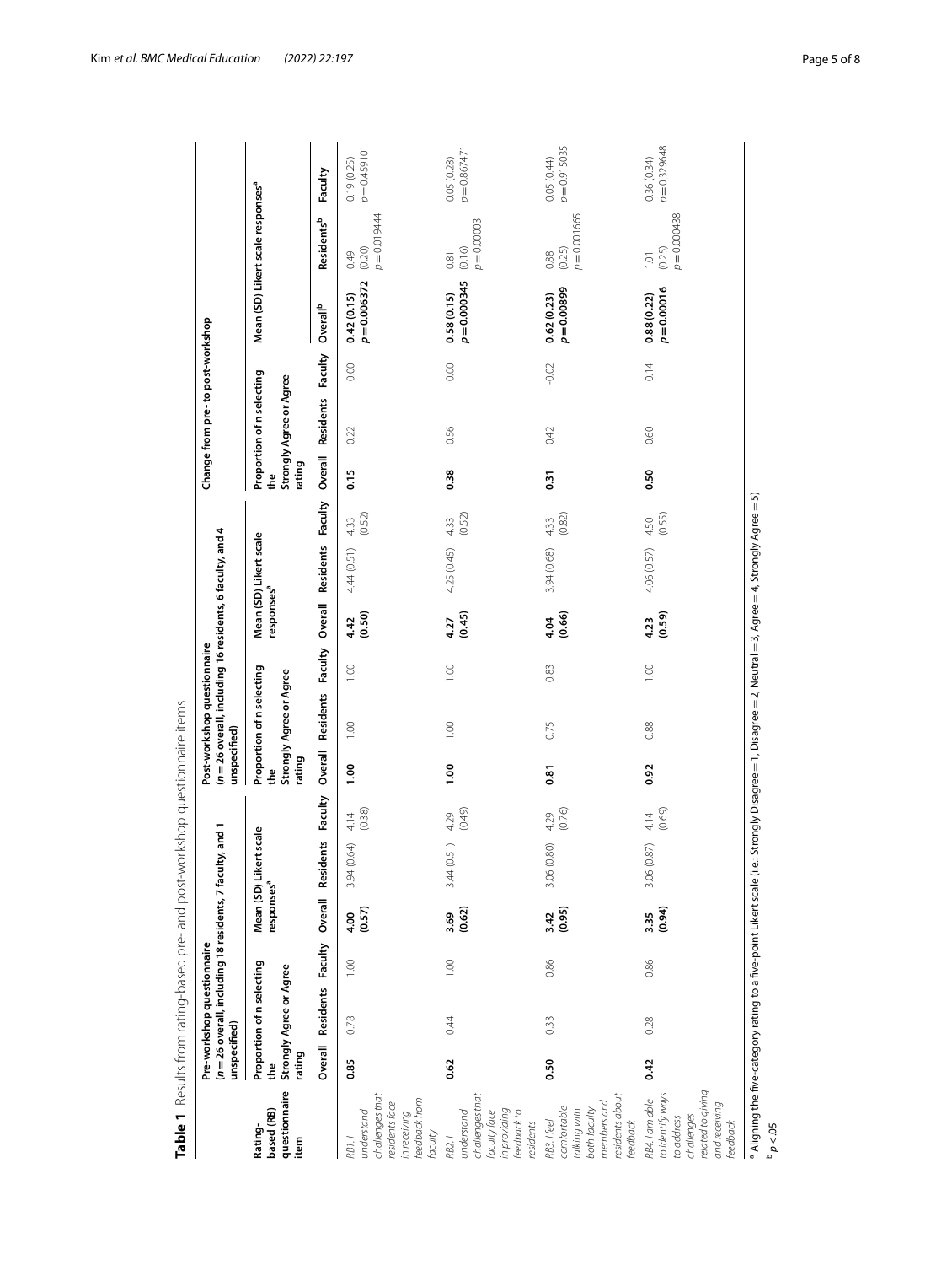**Table 1** Results from rating-based pre- and post-workshop questionnaire items

| Rating-based (RB) questionnaire item | Pre-workshop questionnaire ($n = 26$ overall, including 18 residents, 7 faculty, and 1 unspecified) | | | | | | Post-workshop questionnaire ($n = 26$ overall, including 16 residents, 6 faculty, and 4 unspecified) | | | | | | Change from pre- to post-workshop | | | | | |
|---|---|---|---|---|---|---|---|---|---|---|---|---|---|---|---|---|---|---|
| | Proportion of n selecting the Strongly Agree or Agree rating | | | Mean (SD) Likert scale responses[a] | | | Proportion of n selecting the Strongly Agree or Agree rating | | | Mean (SD) Likert scale responses[a] | | | Proportion of n selecting the Strongly Agree or Agree rating | | | Mean (SD) Likert scale responses[a] | | |
| | Overall | Residents | Faculty | Overall | Residents | Faculty | Overall | Residents | Faculty | Overall | Residents | Faculty | Overall | Residents | Faculty | Overall[b] | Residents[b] | Faculty |
| *RB1. I understand challenges that residents face in receiving feedback from faculty* | **0.85** | 0.78 | 1.00 | **4.00 (0.57)** | 3.94 (0.64) | 4.14 (0.38) | **1.00** | 1.00 | 1.00 | **4.42 (0.50)** | 4.44 (0.51) | 4.33 (0.52) | **0.15** | 0.22 | 0.00 | **0.42 (0.15) $p = 0.006372$** | 0.49 (0.20) $p = 0.019444$ | 0.19 (0.25) $p = 0.459101$ |
| *RB2. I understand challenges that faculty face in providing feedback to residents* | **0.62** | 0.44 | 1.00 | **3.69 (0.62)** | 3.44 (0.51) | 4.29 (0.49) | **1.00** | 1.00 | 1.00 | **4.27 (0.45)** | 4.25 (0.45) | 4.33 (0.52) | **0.38** | 0.56 | 0.00 | **0.58 (0.15) $p = 0.000345$** | 0.81 (0.16) $p = 0.00003$ | 0.05 (0.28) $p = 0.867471$ |
| *RB3. I feel comfortable talking with both faculty members and residents about feedback* | **0.50** | 0.33 | 0.86 | **3.42 (0.95)** | 3.06 (0.80) | 4.29 (0.76) | **0.81** | 0.75 | 0.83 | **4.04 (0.66)** | 3.94 (0.68) | 4.33 (0.82) | **0.31** | 0.42 | -0.02 | **0.62 (0.23) $p = 0.00899$** | 0.88 (0.25) $p = 0.001665$ | 0.05 (0.44) $p = 0.915035$ |
| *RB4. I am able to identify ways to address challenges related to giving and receiving feedback* | **0.42** | 0.28 | 0.86 | **3.35 (0.94)** | 3.06 (0.87) | 4.14 (0.69) | **0.92** | 0.88 | 1.00 | **4.23 (0.59)** | 4.06 (0.57) | 4.50 (0.55) | **0.50** | 0.60 | 0.14 | **0.88 (0.22) $p = 0.00016$** | 1.01 (0.25) $p = 0.000438$ | 0.36 (0.34) $p = 0.329648$ |

[a] Aligning the five-category rating to a five-point Likert scale (i.e.: Strongly Disagree = 1, Disagree = 2, Neutral = 3, Agree = 4, Strongly Agree = 5)

[b] $p < .05$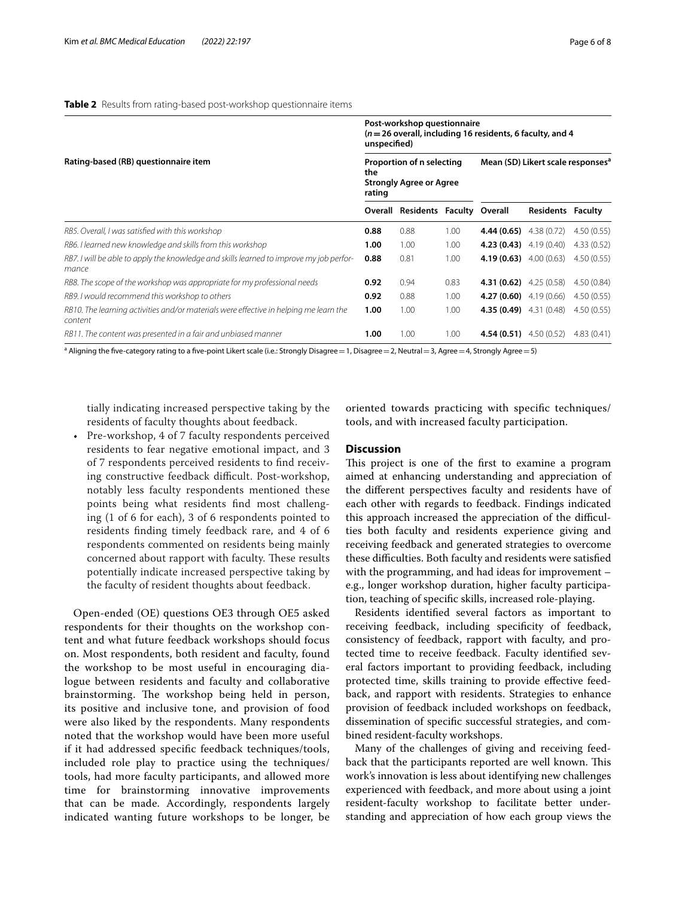**Table 2** Results from rating-based post-workshop questionnaire items

| Rating-based (RB) questionnaire item | Post-workshop questionnaire (*n* = 26 overall, including 16 residents, 6 faculty, and 4 unspecified) | | | | | |
|---|---|---|---|---|---|---|
| | Proportion of n selecting the Strongly Agree or Agree rating | | | Mean (SD) Likert scale responses[a] | | |
| | Overall | Residents | Faculty | Overall | Residents | Faculty |
| *RB5. Overall, I was satisfied with this workshop* | **0.88** | 0.88 | 1.00 | **4.44 (0.65)** | 4.38 (0.72) | 4.50 (0.55) |
| *RB6. I learned new knowledge and skills from this workshop* | **1.00** | 1.00 | 1.00 | **4.23 (0.43)** | 4.19 (0.40) | 4.33 (0.52) |
| *RB7. I will be able to apply the knowledge and skills learned to improve my job performance* | **0.88** | 0.81 | 1.00 | **4.19 (0.63)** | 4.00 (0.63) | 4.50 (0.55) |
| *RB8. The scope of the workshop was appropriate for my professional needs* | **0.92** | 0.94 | 0.83 | **4.31 (0.62)** | 4.25 (0.58) | 4.50 (0.84) |
| *RB9. I would recommend this workshop to others* | **0.92** | 0.88 | 1.00 | **4.27 (0.60)** | 4.19 (0.66) | 4.50 (0.55) |
| *RB10. The learning activities and/or materials were effective in helping me learn the content* | **1.00** | 1.00 | 1.00 | **4.35 (0.49)** | 4.31 (0.48) | 4.50 (0.55) |
| *RB11. The content was presented in a fair and unbiased manner* | **1.00** | 1.00 | 1.00 | **4.54 (0.51)** | 4.50 (0.52) | 4.83 (0.41) |

[a] Aligning the five-category rating to a five-point Likert scale (i.e.: Strongly Disagree = 1, Disagree = 2, Neutral = 3, Agree = 4, Strongly Agree = 5)

tially indicating increased perspective taking by the residents of faculty thoughts about feedback.

- Pre-workshop, 4 of 7 faculty respondents perceived residents to fear negative emotional impact, and 3 of 7 respondents perceived residents to find receiving constructive feedback difficult. Post-workshop, notably less faculty respondents mentioned these points being what residents find most challenging (1 of 6 for each), 3 of 6 respondents pointed to residents finding timely feedback rare, and 4 of 6 respondents commented on residents being mainly concerned about rapport with faculty. These results potentially indicate increased perspective taking by the faculty of resident thoughts about feedback.

Open-ended (OE) questions OE3 through OE5 asked respondents for their thoughts on the workshop content and what future feedback workshops should focus on. Most respondents, both resident and faculty, found the workshop to be most useful in encouraging dialogue between residents and faculty and collaborative brainstorming. The workshop being held in person, its positive and inclusive tone, and provision of food were also liked by the respondents. Many respondents noted that the workshop would have been more useful if it had addressed specific feedback techniques/tools, included role play to practice using the techniques/tools, had more faculty participants, and allowed more time for brainstorming innovative improvements that can be made. Accordingly, respondents largely indicated wanting future workshops to be longer, be oriented towards practicing with specific techniques/tools, and with increased faculty participation.

## Discussion

This project is one of the first to examine a program aimed at enhancing understanding and appreciation of the different perspectives faculty and residents have of each other with regards to feedback. Findings indicated this approach increased the appreciation of the difficulties both faculty and residents experience giving and receiving feedback and generated strategies to overcome these difficulties. Both faculty and residents were satisfied with the programming, and had ideas for improvement – e.g., longer workshop duration, higher faculty participation, teaching of specific skills, increased role-playing.

Residents identified several factors as important to receiving feedback, including specificity of feedback, consistency of feedback, rapport with faculty, and protected time to receive feedback. Faculty identified several factors important to providing feedback, including protected time, skills training to provide effective feedback, and rapport with residents. Strategies to enhance provision of feedback included workshops on feedback, dissemination of specific successful strategies, and combined resident-faculty workshops.

Many of the challenges of giving and receiving feedback that the participants reported are well known. This work's innovation is less about identifying new challenges experienced with feedback, and more about using a joint resident-faculty workshop to facilitate better understanding and appreciation of how each group views the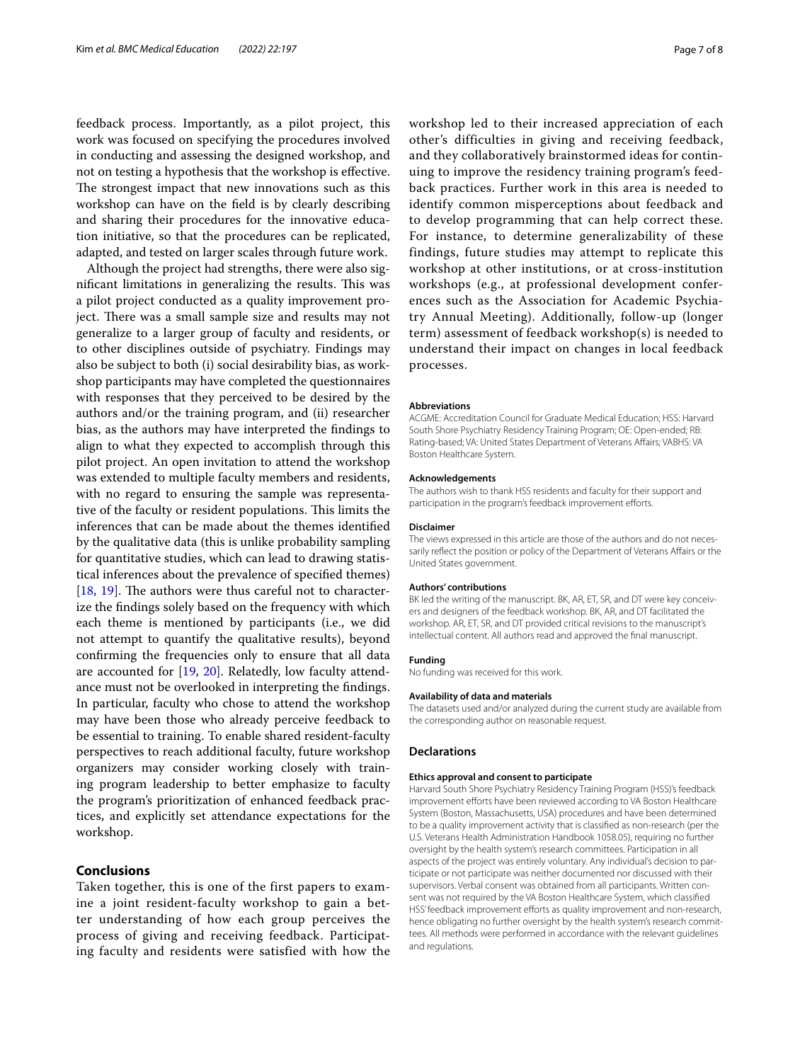feedback process. Importantly, as a pilot project, this work was focused on specifying the procedures involved in conducting and assessing the designed workshop, and not on testing a hypothesis that the workshop is effective. The strongest impact that new innovations such as this workshop can have on the field is by clearly describing and sharing their procedures for the innovative education initiative, so that the procedures can be replicated, adapted, and tested on larger scales through future work.

Although the project had strengths, there were also significant limitations in generalizing the results. This was a pilot project conducted as a quality improvement project. There was a small sample size and results may not generalize to a larger group of faculty and residents, or to other disciplines outside of psychiatry. Findings may also be subject to both (i) social desirability bias, as workshop participants may have completed the questionnaires with responses that they perceived to be desired by the authors and/or the training program, and (ii) researcher bias, as the authors may have interpreted the findings to align to what they expected to accomplish through this pilot project. An open invitation to attend the workshop was extended to multiple faculty members and residents, with no regard to ensuring the sample was representative of the faculty or resident populations. This limits the inferences that can be made about the themes identified by the qualitative data (this is unlike probability sampling for quantitative studies, which can lead to drawing statistical inferences about the prevalence of specified themes) [18, 19]. The authors were thus careful not to characterize the findings solely based on the frequency with which each theme is mentioned by participants (i.e., we did not attempt to quantify the qualitative results), beyond confirming the frequencies only to ensure that all data are accounted for [19, 20]. Relatedly, low faculty attendance must not be overlooked in interpreting the findings. In particular, faculty who chose to attend the workshop may have been those who already perceive feedback to be essential to training. To enable shared resident-faculty perspectives to reach additional faculty, future workshop organizers may consider working closely with training program leadership to better emphasize to faculty the program's prioritization of enhanced feedback practices, and explicitly set attendance expectations for the workshop.

## Conclusions

Taken together, this is one of the first papers to examine a joint resident-faculty workshop to gain a better understanding of how each group perceives the process of giving and receiving feedback. Participating faculty and residents were satisfied with how the workshop led to their increased appreciation of each other's difficulties in giving and receiving feedback, and they collaboratively brainstormed ideas for continuing to improve the residency training program's feedback practices. Further work in this area is needed to identify common misperceptions about feedback and to develop programming that can help correct these. For instance, to determine generalizability of these findings, future studies may attempt to replicate this workshop at other institutions, or at cross-institution workshops (e.g., at professional development conferences such as the Association for Academic Psychiatry Annual Meeting). Additionally, follow-up (longer term) assessment of feedback workshop(s) is needed to understand their impact on changes in local feedback processes.

#### Abbreviations

ACGME: Accreditation Council for Graduate Medical Education; HSS: Harvard South Shore Psychiatry Residency Training Program; OE: Open-ended; RB: Rating-based; VA: United States Department of Veterans Affairs; VABHS: VA Boston Healthcare System.

#### Acknowledgements

The authors wish to thank HSS residents and faculty for their support and participation in the program's feedback improvement efforts.

#### Disclaimer

The views expressed in this article are those of the authors and do not necessarily reflect the position or policy of the Department of Veterans Affairs or the United States government.

#### Authors' contributions

BK led the writing of the manuscript. BK, AR, ET, SR, and DT were key conceivers and designers of the feedback workshop. BK, AR, and DT facilitated the workshop. AR, ET, SR, and DT provided critical revisions to the manuscript's intellectual content. All authors read and approved the final manuscript.

#### Funding

No funding was received for this work.

#### Availability of data and materials

The datasets used and/or analyzed during the current study are available from the corresponding author on reasonable request.

### Declarations

#### Ethics approval and consent to participate

Harvard South Shore Psychiatry Residency Training Program (HSS)'s feedback improvement efforts have been reviewed according to VA Boston Healthcare System (Boston, Massachusetts, USA) procedures and have been determined to be a quality improvement activity that is classified as non-research (per the U.S. Veterans Health Administration Handbook 1058.05), requiring no further oversight by the health system's research committees. Participation in all aspects of the project was entirely voluntary. Any individual's decision to participate or not participate was neither documented nor discussed with their supervisors. Verbal consent was obtained from all participants. Written consent was not required by the VA Boston Healthcare System, which classified HSS' feedback improvement efforts as quality improvement and non-research, hence obligating no further oversight by the health system's research committees. All methods were performed in accordance with the relevant guidelines and regulations.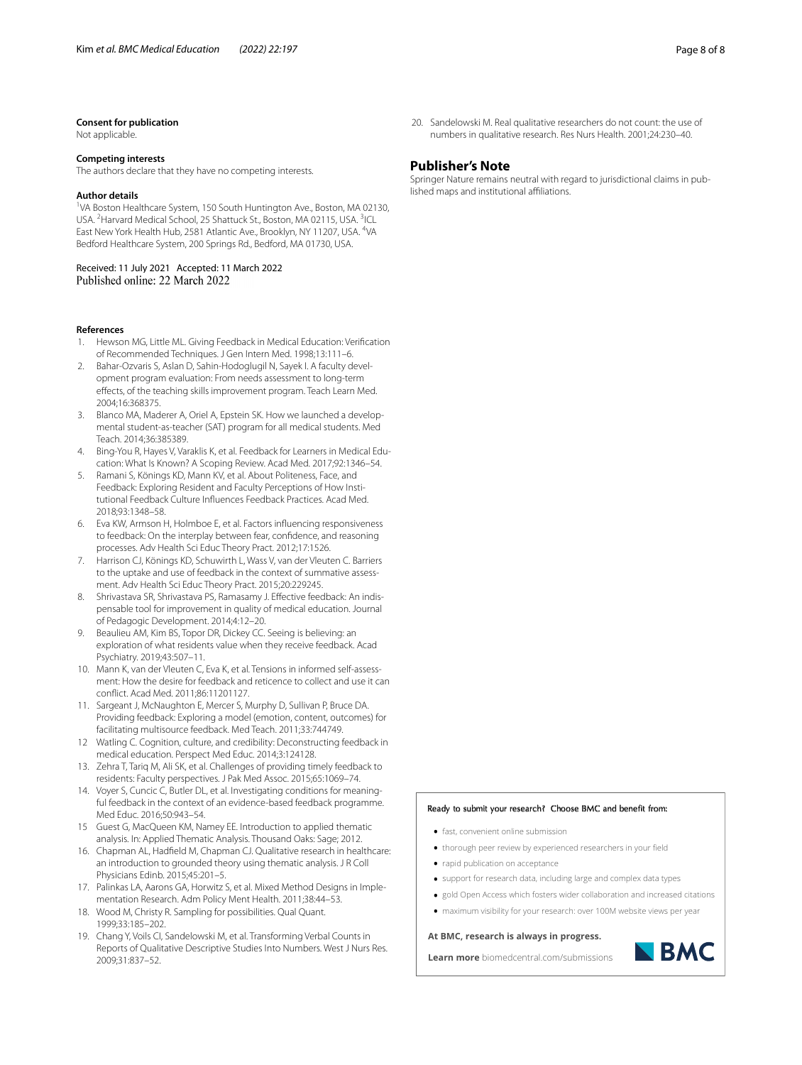#### Consent for publication
Not applicable.

#### Competing interests
The authors declare that they have no competing interests.

#### Author details
[1]VA Boston Healthcare System, 150 South Huntington Ave., Boston, MA 02130, USA. [2]Harvard Medical School, 25 Shattuck St., Boston, MA 02115, USA. [3]ICL East New York Health Hub, 2581 Atlantic Ave., Brooklyn, NY 11207, USA. [4]VA Bedford Healthcare System, 200 Springs Rd., Bedford, MA 01730, USA.

Received: 11 July 2021 Accepted: 11 March 2022
Published online: 22 March 2022

#### References
1. Hewson MG, Little ML. Giving Feedback in Medical Education: Verification of Recommended Techniques. J Gen Intern Med. 1998;13:111–6.
2. Bahar-Ozvaris S, Aslan D, Sahin-Hodoglugil N, Sayek I. A faculty development program evaluation: From needs assessment to long-term effects, of the teaching skills improvement program. Teach Learn Med. 2004;16:368375.
3. Blanco MA, Maderer A, Oriel A, Epstein SK. How we launched a developmental student-as-teacher (SAT) program for all medical students. Med Teach. 2014;36:385389.
4. Bing-You R, Hayes V, Varaklis K, et al. Feedback for Learners in Medical Education: What Is Known? A Scoping Review. Acad Med. 2017;92:1346–54.
5. Ramani S, Könings KD, Mann KV, et al. About Politeness, Face, and Feedback: Exploring Resident and Faculty Perceptions of How Institutional Feedback Culture Influences Feedback Practices. Acad Med. 2018;93:1348–58.
6. Eva KW, Armson H, Holmboe E, et al. Factors influencing responsiveness to feedback: On the interplay between fear, confidence, and reasoning processes. Adv Health Sci Educ Theory Pract. 2012;17:1526.
7. Harrison CJ, Könings KD, Schuwirth L, Wass V, van der Vleuten C. Barriers to the uptake and use of feedback in the context of summative assessment. Adv Health Sci Educ Theory Pract. 2015;20:229245.
8. Shrivastava SR, Shrivastava PS, Ramasamy J. Effective feedback: An indispensable tool for improvement in quality of medical education. Journal of Pedagogic Development. 2014;4:12–20.
9. Beaulieu AM, Kim BS, Topor DR, Dickey CC. Seeing is believing: an exploration of what residents value when they receive feedback. Acad Psychiatry. 2019;43:507–11.
10. Mann K, van der Vleuten C, Eva K, et al. Tensions in informed self-assessment: How the desire for feedback and reticence to collect and use it can conflict. Acad Med. 2011;86:11201127.
11. Sargeant J, McNaughton E, Mercer S, Murphy D, Sullivan P, Bruce DA. Providing feedback: Exploring a model (emotion, content, outcomes) for facilitating multisource feedback. Med Teach. 2011;33:744749.
12. Watling C. Cognition, culture, and credibility: Deconstructing feedback in medical education. Perspect Med Educ. 2014;3:124128.
13. Zehra T, Tariq M, Ali SK, et al. Challenges of providing timely feedback to residents: Faculty perspectives. J Pak Med Assoc. 2015;65:1069–74.
14. Voyer S, Cuncic C, Butler DL, et al. Investigating conditions for meaningful feedback in the context of an evidence-based feedback programme. Med Educ. 2016;50:943–54.
15. Guest G, MacQueen KM, Namey EE. Introduction to applied thematic analysis. In: Applied Thematic Analysis. Thousand Oaks: Sage; 2012.
16. Chapman AL, Hadfield M, Chapman CJ. Qualitative research in healthcare: an introduction to grounded theory using thematic analysis. J R Coll Physicians Edinb. 2015;45:201–5.
17. Palinkas LA, Aarons GA, Horwitz S, et al. Mixed Method Designs in Implementation Research. Adm Policy Ment Health. 2011;38:44–53.
18. Wood M, Christy R. Sampling for possibilities. Qual Quant. 1999;33:185–202.
19. Chang Y, Voils CI, Sandelowski M, et al. Transforming Verbal Counts in Reports of Qualitative Descriptive Studies Into Numbers. West J Nurs Res. 2009;31:837–52.
20. Sandelowski M. Real qualitative researchers do not count: the use of numbers in qualitative research. Res Nurs Health. 2001;24:230–40.

## Publisher's Note
Springer Nature remains neutral with regard to jurisdictional claims in published maps and institutional affiliations.

Ready to submit your research? Choose BMC and benefit from:

- fast, convenient online submission
- thorough peer review by experienced researchers in your field
- rapid publication on acceptance
- support for research data, including large and complex data types
- gold Open Access which fosters wider collaboration and increased citations
- maximum visibility for your research: over 100M website views per year

**At BMC, research is always in progress.**

**Learn more** biomedcentral.com/submissions

BMC